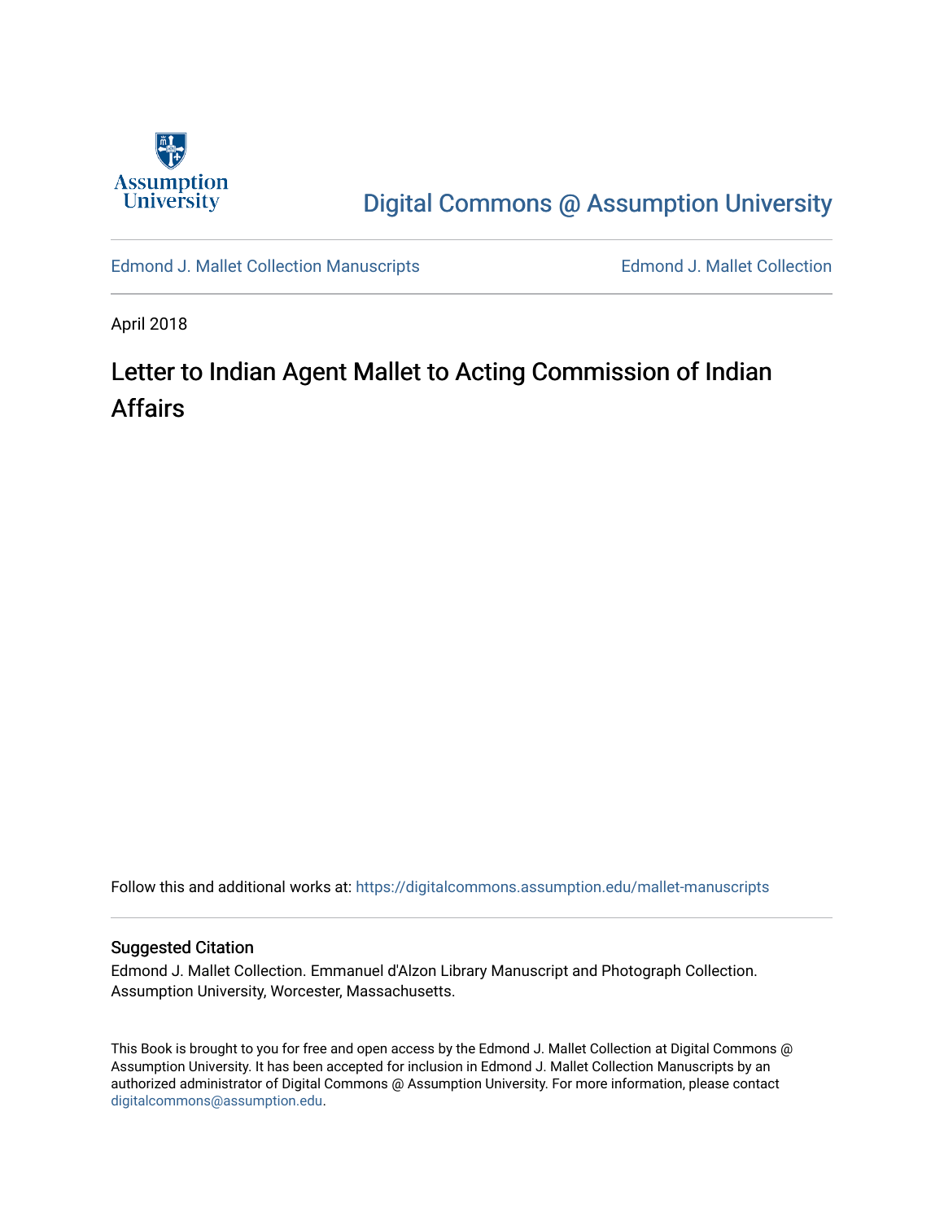Assumption University

Digital Commons @ Assumption University

Edmond J. Mallet Collection Manuscripts

Edmond J. Mallet Collection

April 2018

# Letter to Indian Agent Mallet to Acting Commission of Indian Affairs

Follow this and additional works at: https://digitalcommons.assumption.edu/mallet-manuscripts

## Suggested Citation

Edmond J. Mallet Collection. Emmanuel d'Alzon Library Manuscript and Photograph Collection. Assumption University, Worcester, Massachusetts.

This Book is brought to you for free and open access by the Edmond J. Mallet Collection at Digital Commons @ Assumption University. It has been accepted for inclusion in Edmond J. Mallet Collection Manuscripts by an authorized administrator of Digital Commons @ Assumption University. For more information, please contact digitalcommons@assumption.edu.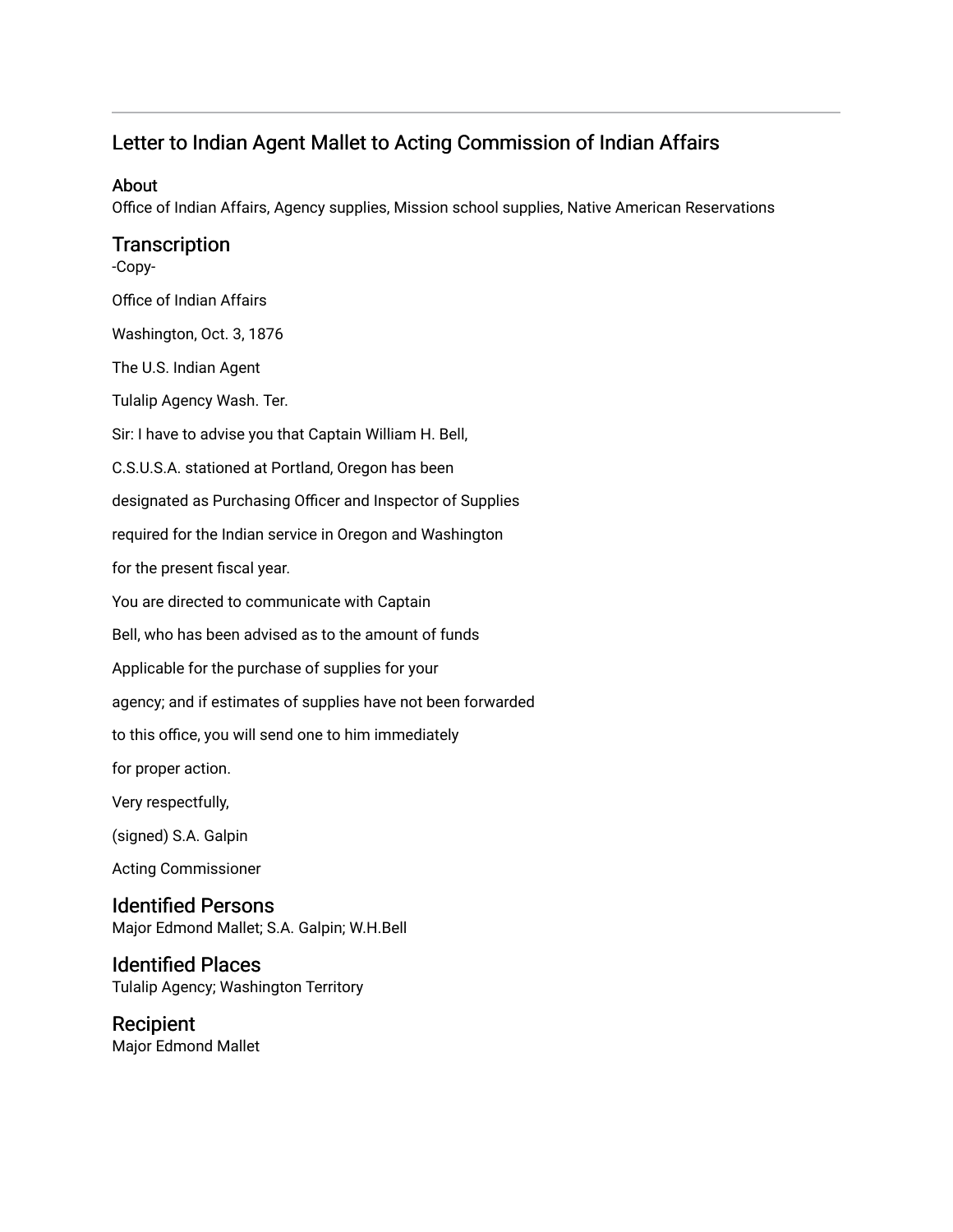## Letter to Indian Agent Mallet to Acting Commission of Indian Affairs

### About

Office of Indian Affairs, Agency supplies, Mission school supplies, Native American Reservations

### Transcription

-Copy-

Office of Indian Affairs

Washington, Oct. 3, 1876

The U.S. Indian Agent

Tulalip Agency Wash. Ter.

Sir: I have to advise you that Captain William H. Bell,

C.S.U.S.A. stationed at Portland, Oregon has been

designated as Purchasing Officer and Inspector of Supplies

required for the Indian service in Oregon and Washington

for the present fiscal year.

You are directed to communicate with Captain

Bell, who has been advised as to the amount of funds

Applicable for the purchase of supplies for your

agency; and if estimates of supplies have not been forwarded

to this office, you will send one to him immediately

for proper action.

Very respectfully,

(signed) S.A. Galpin

Acting Commissioner

### Identified Persons

Major Edmond Mallet; S.A. Galpin; W.H.Bell

### Identified Places

Tulalip Agency; Washington Territory

### Recipient

Major Edmond Mallet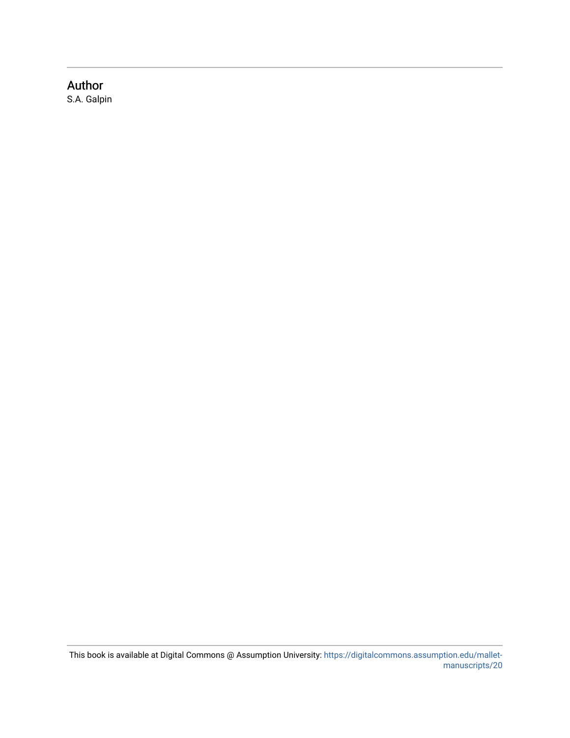## Author

S.A. Galpin

This book is available at Digital Commons @ Assumption University: https://digitalcommons.assumption.edu/mallet-manuscripts/20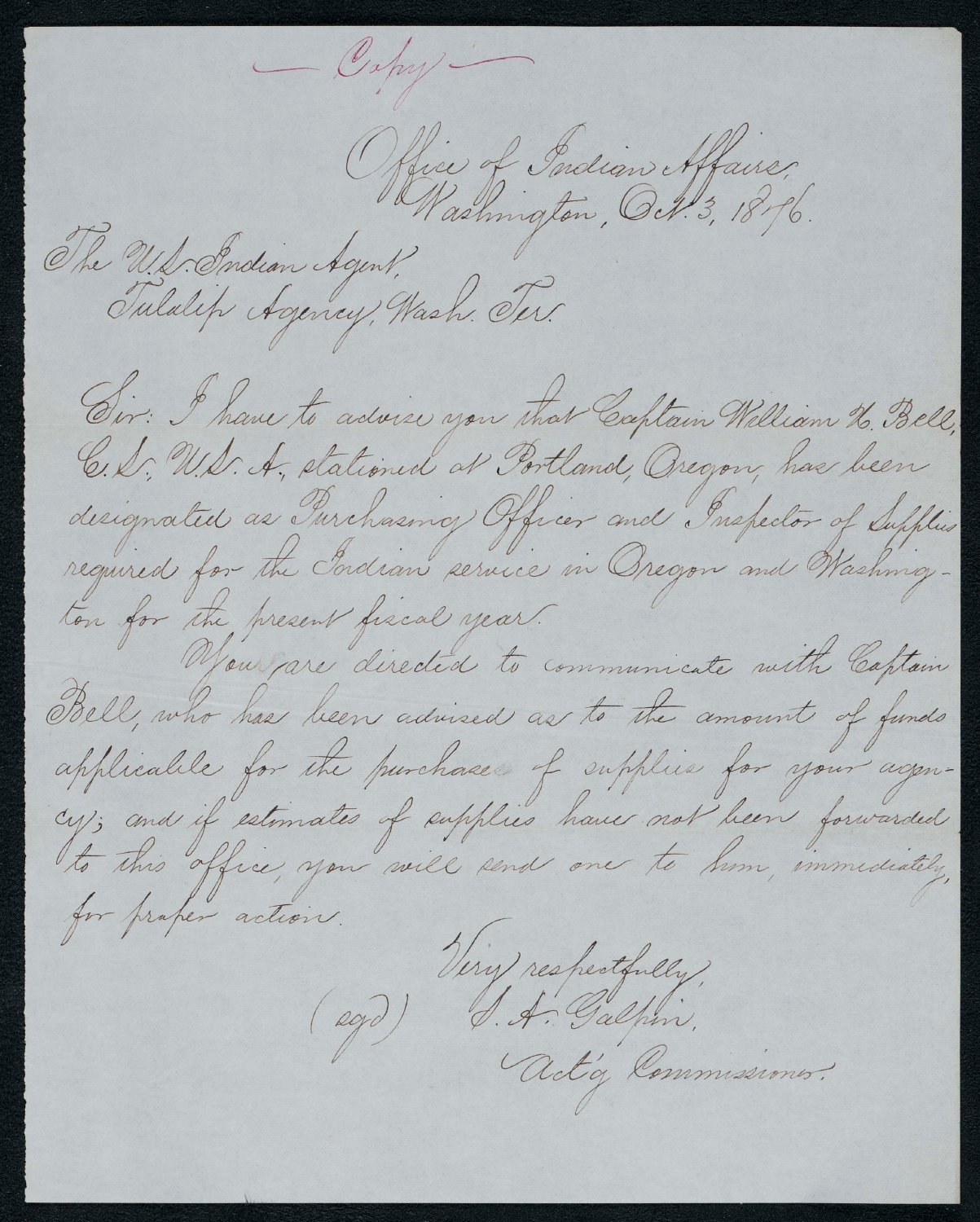— Copy —

Office of Indian Affairs,
Washington, Oct. 3, 1876.

The U.S. Indian Agent,
Tulalip Agency, Wash. Ter.

Sir: I have to advise you that Captain William H. Bell, C.S. U.S.A., stationed at Portland, Oregon, has been designated as Purchasing Officer and Inspector of Supplies required for the Indian service in Oregon and Washington for the present fiscal year.

You are directed to communicate with Captain Bell, who has been advised as to the amount of funds applicable for the purchase of supplies for your agency; and if estimates of supplies have not been forwarded to this office, you will send one to him, immediately, for proper action.

Very respectfully,
(sgd) S. A. Galpin,
Act'g Commissioner.